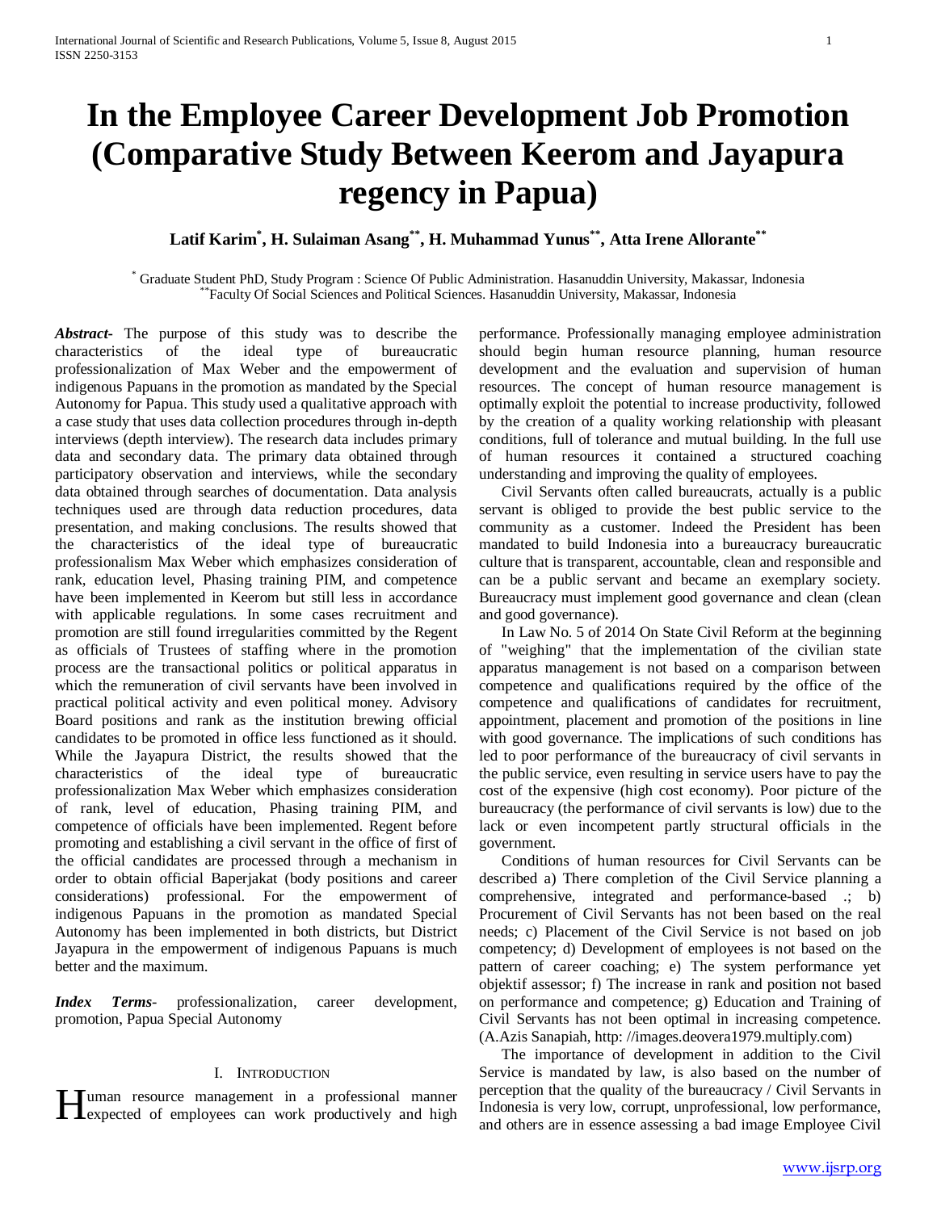# In the Employee Career Development Job Promotion (Comparative Study Between Keerom and Jayapura regency in Papua)

**Latif Karim[*], H. Sulaiman Asang[**], H. Muhammad Yunus[**], Atta Irene Allorante[**]**

[*] Graduate Student PhD, Study Program : Science Of Public Administration. Hasanuddin University, Makassar, Indonesia
[**]Faculty Of Social Sciences and Political Sciences. Hasanuddin University, Makassar, Indonesia

***Abstract***- The purpose of this study was to describe the characteristics of the ideal type of bureaucratic professionalization of Max Weber and the empowerment of indigenous Papuans in the promotion as mandated by the Special Autonomy for Papua. This study used a qualitative approach with a case study that uses data collection procedures through in-depth interviews (depth interview). The research data includes primary data and secondary data. The primary data obtained through participatory observation and interviews, while the secondary data obtained through searches of documentation. Data analysis techniques used are through data reduction procedures, data presentation, and making conclusions. The results showed that the characteristics of the ideal type of bureaucratic professionalism Max Weber which emphasizes consideration of rank, education level, Phasing training PIM, and competence have been implemented in Keerom but still less in accordance with applicable regulations. In some cases recruitment and promotion are still found irregularities committed by the Regent as officials of Trustees of staffing where in the promotion process are the transactional politics or political apparatus in which the remuneration of civil servants have been involved in practical political activity and even political money. Advisory Board positions and rank as the institution brewing official candidates to be promoted in office less functioned as it should. While the Jayapura District, the results showed that the characteristics of the ideal type of bureaucratic professionalization Max Weber which emphasizes consideration of rank, level of education, Phasing training PIM, and competence of officials have been implemented. Regent before promoting and establishing a civil servant in the office of first of the official candidates are processed through a mechanism in order to obtain official Baperjakat (body positions and career considerations) professional. For the empowerment of indigenous Papuans in the promotion as mandated Special Autonomy has been implemented in both districts, but District Jayapura in the empowerment of indigenous Papuans is much better and the maximum.

***Index Terms***- professionalization, career development, promotion, Papua Special Autonomy

## I. Introduction

Human resource management in a professional manner expected of employees can work productively and high performance. Professionally managing employee administration should begin human resource planning, human resource development and the evaluation and supervision of human resources. The concept of human resource management is optimally exploit the potential to increase productivity, followed by the creation of a quality working relationship with pleasant conditions, full of tolerance and mutual building. In the full use of human resources it contained a structured coaching understanding and improving the quality of employees.

Civil Servants often called bureaucrats, actually is a public servant is obliged to provide the best public service to the community as a customer. Indeed the President has been mandated to build Indonesia into a bureaucracy bureaucratic culture that is transparent, accountable, clean and responsible and can be a public servant and became an exemplary society. Bureaucracy must implement good governance and clean (clean and good governance).

In Law No. 5 of 2014 On State Civil Reform at the beginning of "weighing" that the implementation of the civilian state apparatus management is not based on a comparison between competence and qualifications required by the office of the competence and qualifications of candidates for recruitment, appointment, placement and promotion of the positions in line with good governance. The implications of such conditions has led to poor performance of the bureaucracy of civil servants in the public service, even resulting in service users have to pay the cost of the expensive (high cost economy). Poor picture of the bureaucracy (the performance of civil servants is low) due to the lack or even incompetent partly structural officials in the government.

Conditions of human resources for Civil Servants can be described a) There completion of the Civil Service planning a comprehensive, integrated and performance-based .; b) Procurement of Civil Servants has not been based on the real needs; c) Placement of the Civil Service is not based on job competency; d) Development of employees is not based on the pattern of career coaching; e) The system performance yet objektif assessor; f) The increase in rank and position not based on performance and competence; g) Education and Training of Civil Servants has not been optimal in increasing competence. (A.Azis Sanapiah, http: //images.deovera1979.multiply.com)

The importance of development in addition to the Civil Service is mandated by law, is also based on the number of perception that the quality of the bureaucracy / Civil Servants in Indonesia is very low, corrupt, unprofessional, low performance, and others are in essence assessing a bad image Employee Civil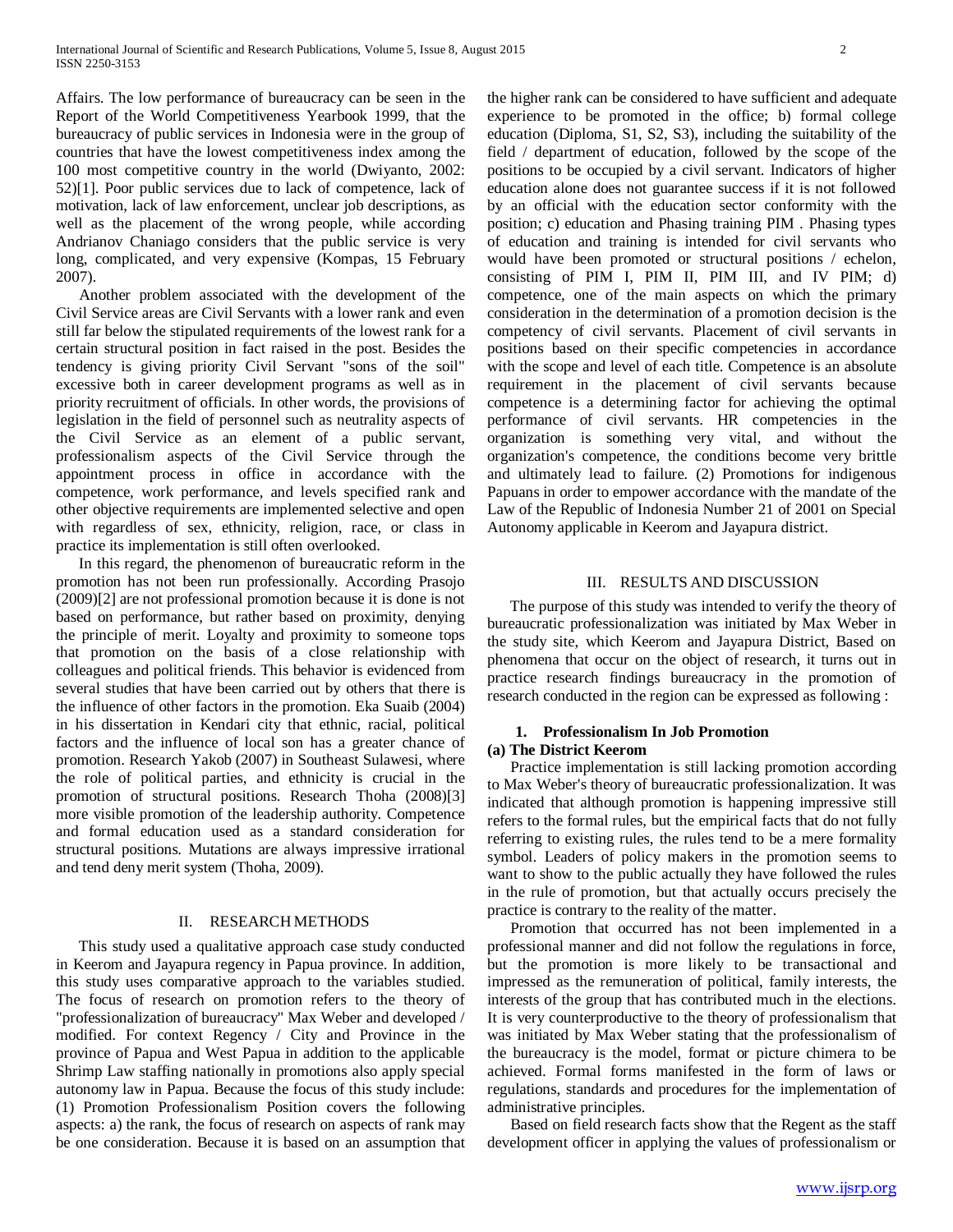Affairs. The low performance of bureaucracy can be seen in the Report of the World Competitiveness Yearbook 1999, that the bureaucracy of public services in Indonesia were in the group of countries that have the lowest competitiveness index among the 100 most competitive country in the world (Dwiyanto, 2002: 52)[1]. Poor public services due to lack of competence, lack of motivation, lack of law enforcement, unclear job descriptions, as well as the placement of the wrong people, while according Andrianov Chaniago considers that the public service is very long, complicated, and very expensive (Kompas, 15 February 2007).

Another problem associated with the development of the Civil Service areas are Civil Servants with a lower rank and even still far below the stipulated requirements of the lowest rank for a certain structural position in fact raised in the post. Besides the tendency is giving priority Civil Servant "sons of the soil" excessive both in career development programs as well as in priority recruitment of officials. In other words, the provisions of legislation in the field of personnel such as neutrality aspects of the Civil Service as an element of a public servant, professionalism aspects of the Civil Service through the appointment process in office in accordance with the competence, work performance, and levels specified rank and other objective requirements are implemented selective and open with regardless of sex, ethnicity, religion, race, or class in practice its implementation is still often overlooked.

In this regard, the phenomenon of bureaucratic reform in the promotion has not been run professionally. According Prasojo (2009)[2] are not professional promotion because it is done is not based on performance, but rather based on proximity, denying the principle of merit. Loyalty and proximity to someone tops that promotion on the basis of a close relationship with colleagues and political friends. This behavior is evidenced from several studies that have been carried out by others that there is the influence of other factors in the promotion. Eka Suaib (2004) in his dissertation in Kendari city that ethnic, racial, political factors and the influence of local son has a greater chance of promotion. Research Yakob (2007) in Southeast Sulawesi, where the role of political parties, and ethnicity is crucial in the promotion of structural positions. Research Thoha (2008)[3] more visible promotion of the leadership authority. Competence and formal education used as a standard consideration for structural positions. Mutations are always impressive irrational and tend deny merit system (Thoha, 2009).

## II. Research Methods

This study used a qualitative approach case study conducted in Keerom and Jayapura regency in Papua province. In addition, this study uses comparative approach to the variables studied. The focus of research on promotion refers to the theory of "professionalization of bureaucracy" Max Weber and developed / modified. For context Regency / City and Province in the province of Papua and West Papua in addition to the applicable Shrimp Law staffing nationally in promotions also apply special autonomy law in Papua. Because the focus of this study include: (1) Promotion Professionalism Position covers the following aspects: a) the rank, the focus of research on aspects of rank may be one consideration. Because it is based on an assumption that the higher rank can be considered to have sufficient and adequate experience to be promoted in the office; b) formal college education (Diploma, S1, S2, S3), including the suitability of the field / department of education, followed by the scope of the positions to be occupied by a civil servant. Indicators of higher education alone does not guarantee success if it is not followed by an official with the education sector conformity with the position; c) education and Phasing training PIM . Phasing types of education and training is intended for civil servants who would have been promoted or structural positions / echelon, consisting of PIM I, PIM II, PIM III, and IV PIM; d) competence, one of the main aspects on which the primary consideration in the determination of a promotion decision is the competency of civil servants. Placement of civil servants in positions based on their specific competencies in accordance with the scope and level of each title. Competence is an absolute requirement in the placement of civil servants because competence is a determining factor for achieving the optimal performance of civil servants. HR competencies in the organization is something very vital, and without the organization's competence, the conditions become very brittle and ultimately lead to failure. (2) Promotions for indigenous Papuans in order to empower accordance with the mandate of the Law of the Republic of Indonesia Number 21 of 2001 on Special Autonomy applicable in Keerom and Jayapura district.

## III. Results and Discussion

The purpose of this study was intended to verify the theory of bureaucratic professionalization was initiated by Max Weber in the study site, which Keerom and Jayapura District, Based on phenomena that occur on the object of research, it turns out in practice research findings bureaucracy in the promotion of research conducted in the region can be expressed as following :

### 1. Professionalism In Job Promotion

**(a) The District Keerom**

Practice implementation is still lacking promotion according to Max Weber's theory of bureaucratic professionalization. It was indicated that although promotion is happening impressive still refers to the formal rules, but the empirical facts that do not fully referring to existing rules, the rules tend to be a mere formality symbol. Leaders of policy makers in the promotion seems to want to show to the public actually they have followed the rules in the rule of promotion, but that actually occurs precisely the practice is contrary to the reality of the matter.

Promotion that occurred has not been implemented in a professional manner and did not follow the regulations in force, but the promotion is more likely to be transactional and impressed as the remuneration of political, family interests, the interests of the group that has contributed much in the elections. It is very counterproductive to the theory of professionalism that was initiated by Max Weber stating that the professionalism of the bureaucracy is the model, format or picture chimera to be achieved. Formal forms manifested in the form of laws or regulations, standards and procedures for the implementation of administrative principles.

Based on field research facts show that the Regent as the staff development officer in applying the values of professionalism or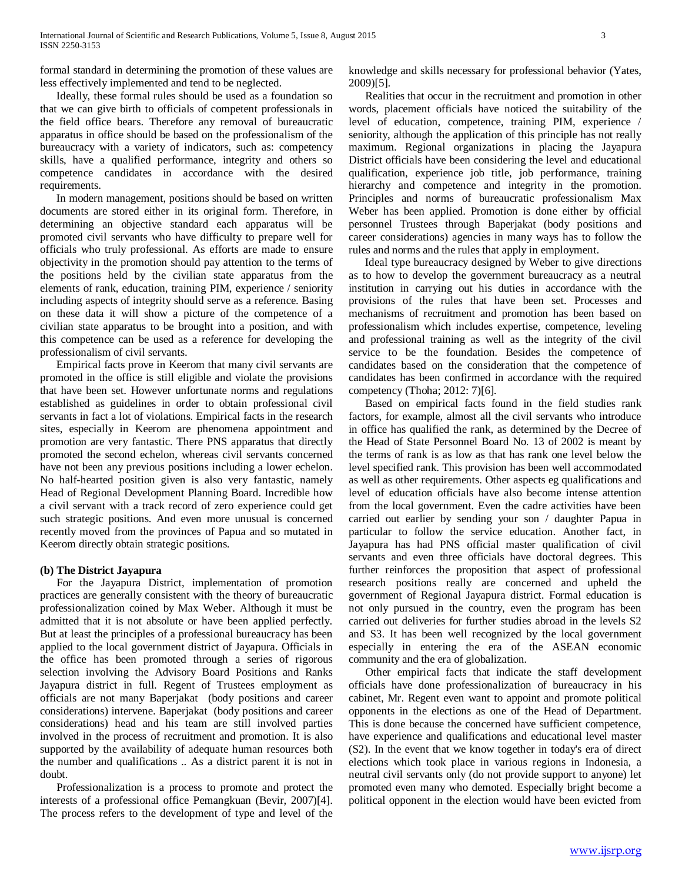formal standard in determining the promotion of these values are less effectively implemented and tend to be neglected.

Ideally, these formal rules should be used as a foundation so that we can give birth to officials of competent professionals in the field office bears. Therefore any removal of bureaucratic apparatus in office should be based on the professionalism of the bureaucracy with a variety of indicators, such as: competency skills, have a qualified performance, integrity and others so competence candidates in accordance with the desired requirements.

In modern management, positions should be based on written documents are stored either in its original form. Therefore, in determining an objective standard each apparatus will be promoted civil servants who have difficulty to prepare well for officials who truly professional. As efforts are made to ensure objectivity in the promotion should pay attention to the terms of the positions held by the civilian state apparatus from the elements of rank, education, training PIM, experience / seniority including aspects of integrity should serve as a reference. Basing on these data it will show a picture of the competence of a civilian state apparatus to be brought into a position, and with this competence can be used as a reference for developing the professionalism of civil servants.

Empirical facts prove in Keerom that many civil servants are promoted in the office is still eligible and violate the provisions that have been set. However unfortunate norms and regulations established as guidelines in order to obtain professional civil servants in fact a lot of violations. Empirical facts in the research sites, especially in Keerom are phenomena appointment and promotion are very fantastic. There PNS apparatus that directly promoted the second echelon, whereas civil servants concerned have not been any previous positions including a lower echelon. No half-hearted position given is also very fantastic, namely Head of Regional Development Planning Board. Incredible how a civil servant with a track record of zero experience could get such strategic positions. And even more unusual is concerned recently moved from the provinces of Papua and so mutated in Keerom directly obtain strategic positions.

**(b) The District Jayapura**

For the Jayapura District, implementation of promotion practices are generally consistent with the theory of bureaucratic professionalization coined by Max Weber. Although it must be admitted that it is not absolute or have been applied perfectly. But at least the principles of a professional bureaucracy has been applied to the local government district of Jayapura. Officials in the office has been promoted through a series of rigorous selection involving the Advisory Board Positions and Ranks Jayapura district in full. Regent of Trustees employment as officials are not many Baperjakat (body positions and career considerations) intervene. Baperjakat (body positions and career considerations) head and his team are still involved parties involved in the process of recruitment and promotion. It is also supported by the availability of adequate human resources both the number and qualifications .. As a district parent it is not in doubt.

Professionalization is a process to promote and protect the interests of a professional office Pemangkuan (Bevir, 2007)[4]. The process refers to the development of type and level of the knowledge and skills necessary for professional behavior (Yates, 2009)[5].

Realities that occur in the recruitment and promotion in other words, placement officials have noticed the suitability of the level of education, competence, training PIM, experience / seniority, although the application of this principle has not really maximum. Regional organizations in placing the Jayapura District officials have been considering the level and educational qualification, experience job title, job performance, training hierarchy and competence and integrity in the promotion. Principles and norms of bureaucratic professionalism Max Weber has been applied. Promotion is done either by official personnel Trustees through Baperjakat (body positions and career considerations) agencies in many ways has to follow the rules and norms and the rules that apply in employment.

Ideal type bureaucracy designed by Weber to give directions as to how to develop the government bureaucracy as a neutral institution in carrying out his duties in accordance with the provisions of the rules that have been set. Processes and mechanisms of recruitment and promotion has been based on professionalism which includes expertise, competence, leveling and professional training as well as the integrity of the civil service to be the foundation. Besides the competence of candidates based on the consideration that the competence of candidates has been confirmed in accordance with the required competency (Thoha; 2012: 7)[6].

Based on empirical facts found in the field studies rank factors, for example, almost all the civil servants who introduce in office has qualified the rank, as determined by the Decree of the Head of State Personnel Board No. 13 of 2002 is meant by the terms of rank is as low as that has rank one level below the level specified rank. This provision has been well accommodated as well as other requirements. Other aspects eg qualifications and level of education officials have also become intense attention from the local government. Even the cadre activities have been carried out earlier by sending your son / daughter Papua in particular to follow the service education. Another fact, in Jayapura has had PNS official master qualification of civil servants and even three officials have doctoral degrees. This further reinforces the proposition that aspect of professional research positions really are concerned and upheld the government of Regional Jayapura district. Formal education is not only pursued in the country, even the program has been carried out deliveries for further studies abroad in the levels S2 and S3. It has been well recognized by the local government especially in entering the era of the ASEAN economic community and the era of globalization.

Other empirical facts that indicate the staff development officials have done professionalization of bureaucracy in his cabinet, Mr. Regent even want to appoint and promote political opponents in the elections as one of the Head of Department. This is done because the concerned have sufficient competence, have experience and qualifications and educational level master (S2). In the event that we know together in today's era of direct elections which took place in various regions in Indonesia, a neutral civil servants only (do not provide support to anyone) let promoted even many who demoted. Especially bright become a political opponent in the election would have been evicted from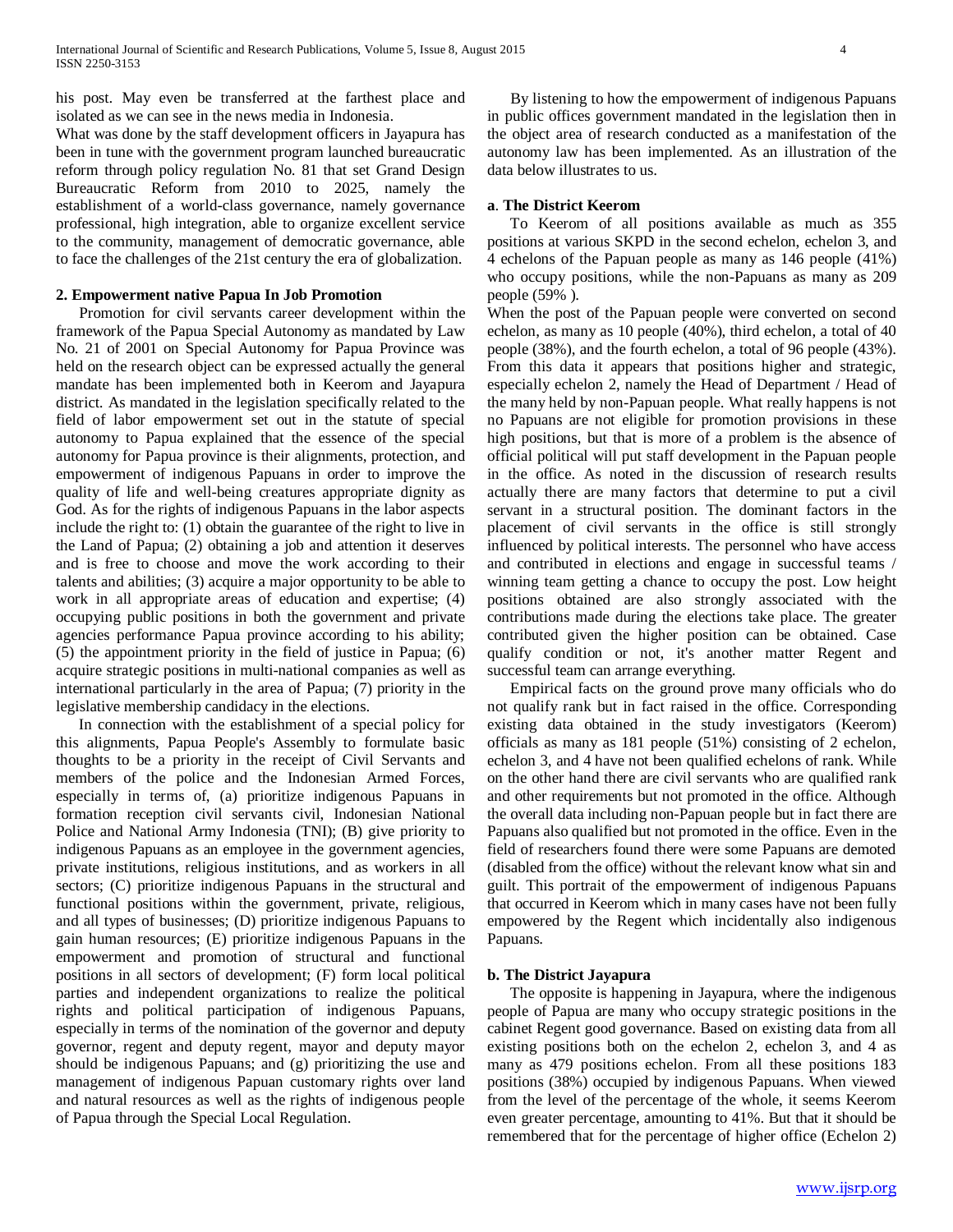his post. May even be transferred at the farthest place and isolated as we can see in the news media in Indonesia.

What was done by the staff development officers in Jayapura has been in tune with the government program launched bureaucratic reform through policy regulation No. 81 that set Grand Design Bureaucratic Reform from 2010 to 2025, namely the establishment of a world-class governance, namely governance professional, high integration, able to organize excellent service to the community, management of democratic governance, able to face the challenges of the 21st century the era of globalization.

### 2. Empowerment native Papua In Job Promotion

Promotion for civil servants career development within the framework of the Papua Special Autonomy as mandated by Law No. 21 of 2001 on Special Autonomy for Papua Province was held on the research object can be expressed actually the general mandate has been implemented both in Keerom and Jayapura district. As mandated in the legislation specifically related to the field of labor empowerment set out in the statute of special autonomy to Papua explained that the essence of the special autonomy for Papua province is their alignments, protection, and empowerment of indigenous Papuans in order to improve the quality of life and well-being creatures appropriate dignity as God. As for the rights of indigenous Papuans in the labor aspects include the right to: (1) obtain the guarantee of the right to live in the Land of Papua; (2) obtaining a job and attention it deserves and is free to choose and move the work according to their talents and abilities; (3) acquire a major opportunity to be able to work in all appropriate areas of education and expertise; (4) occupying public positions in both the government and private agencies performance Papua province according to his ability; (5) the appointment priority in the field of justice in Papua; (6) acquire strategic positions in multi-national companies as well as international particularly in the area of Papua; (7) priority in the legislative membership candidacy in the elections.

In connection with the establishment of a special policy for this alignments, Papua People's Assembly to formulate basic thoughts to be a priority in the receipt of Civil Servants and members of the police and the Indonesian Armed Forces, especially in terms of, (a) prioritize indigenous Papuans in formation reception civil servants civil, Indonesian National Police and National Army Indonesia (TNI); (B) give priority to indigenous Papuans as an employee in the government agencies, private institutions, religious institutions, and as workers in all sectors; (C) prioritize indigenous Papuans in the structural and functional positions within the government, private, religious, and all types of businesses; (D) prioritize indigenous Papuans to gain human resources; (E) prioritize indigenous Papuans in the empowerment and promotion of structural and functional positions in all sectors of development; (F) form local political parties and independent organizations to realize the political rights and political participation of indigenous Papuans, especially in terms of the nomination of the governor and deputy governor, regent and deputy regent, mayor and deputy mayor should be indigenous Papuans; and (g) prioritizing the use and management of indigenous Papuan customary rights over land and natural resources as well as the rights of indigenous people of Papua through the Special Local Regulation.

By listening to how the empowerment of indigenous Papuans in public offices government mandated in the legislation then in the object area of research conducted as a manifestation of the autonomy law has been implemented. As an illustration of the data below illustrates to us.

#### a. The District Keerom

To Keerom of all positions available as much as 355 positions at various SKPD in the second echelon, echelon 3, and 4 echelons of the Papuan people as many as 146 people (41%) who occupy positions, while the non-Papuans as many as 209 people (59% ).

When the post of the Papuan people were converted on second echelon, as many as 10 people (40%), third echelon, a total of 40 people (38%), and the fourth echelon, a total of 96 people (43%). From this data it appears that positions higher and strategic, especially echelon 2, namely the Head of Department / Head of the many held by non-Papuan people. What really happens is not no Papuans are not eligible for promotion provisions in these high positions, but that is more of a problem is the absence of official political will put staff development in the Papuan people in the office. As noted in the discussion of research results actually there are many factors that determine to put a civil servant in a structural position. The dominant factors in the placement of civil servants in the office is still strongly influenced by political interests. The personnel who have access and contributed in elections and engage in successful teams / winning team getting a chance to occupy the post. Low height positions obtained are also strongly associated with the contributions made during the elections take place. The greater contributed given the higher position can be obtained. Case qualify condition or not, it's another matter Regent and successful team can arrange everything.

Empirical facts on the ground prove many officials who do not qualify rank but in fact raised in the office. Corresponding existing data obtained in the study investigators (Keerom) officials as many as 181 people (51%) consisting of 2 echelon, echelon 3, and 4 have not been qualified echelons of rank. While on the other hand there are civil servants who are qualified rank and other requirements but not promoted in the office. Although the overall data including non-Papuan people but in fact there are Papuans also qualified but not promoted in the office. Even in the field of researchers found there were some Papuans are demoted (disabled from the office) without the relevant know what sin and guilt. This portrait of the empowerment of indigenous Papuans that occurred in Keerom which in many cases have not been fully empowered by the Regent which incidentally also indigenous Papuans.

#### b. The District Jayapura

The opposite is happening in Jayapura, where the indigenous people of Papua are many who occupy strategic positions in the cabinet Regent good governance. Based on existing data from all existing positions both on the echelon 2, echelon 3, and 4 as many as 479 positions echelon. From all these positions 183 positions (38%) occupied by indigenous Papuans. When viewed from the level of the percentage of the whole, it seems Keerom even greater percentage, amounting to 41%. But that it should be remembered that for the percentage of higher office (Echelon 2)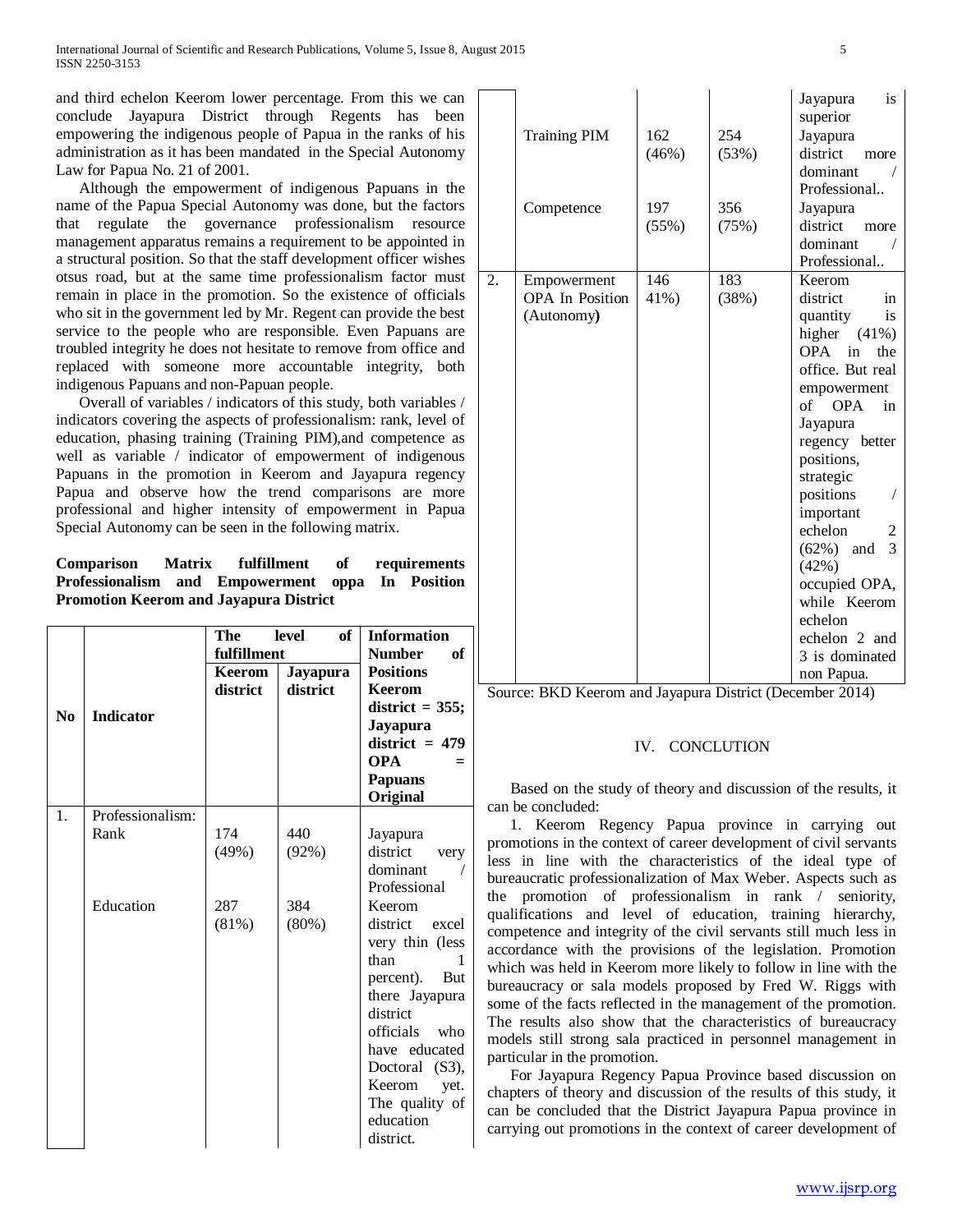and third echelon Keerom lower percentage. From this we can conclude Jayapura District through Regents has been empowering the indigenous people of Papua in the ranks of his administration as it has been mandated in the Special Autonomy Law for Papua No. 21 of 2001.

Although the empowerment of indigenous Papuans in the name of the Papua Special Autonomy was done, but the factors that regulate the governance professionalism resource management apparatus remains a requirement to be appointed in a structural position. So that the staff development officer wishes otsus road, but at the same time professionalism factor must remain in place in the promotion. So the existence of officials who sit in the government led by Mr. Regent can provide the best service to the people who are responsible. Even Papuans are troubled integrity he does not hesitate to remove from office and replaced with someone more accountable integrity, both indigenous Papuans and non-Papuan people.

Overall of variables / indicators of this study, both variables / indicators covering the aspects of professionalism: rank, level of education, phasing training (Training PIM),and competence as well as variable / indicator of empowerment of indigenous Papuans in the promotion in Keerom and Jayapura regency Papua and observe how the trend comparisons are more professional and higher intensity of empowerment in Papua Special Autonomy can be seen in the following matrix.

**Comparison Matrix fulfillment of requirements Professionalism and Empowerment oppa In Position Promotion Keerom and Jayapura District**

| No | Indicator | The level of fulfillment | | Information Number of Positions Keerom district = 355; Jayapura district = 479 OPA = Papuans Original |
|---|---|---|---|---|
| | | Keerom district | Jayapura district | |
| 1. | Professionalism: Rank | 174 (49%) | 440 (92%) | Jayapura district very dominant / Professional |
| | Education | 287 (81%) | 384 (80%) | Keerom district excel very thin (less than 1 percent). But there Jayapura district officials who have educated Doctoral (S3), Keerom yet. The quality of education district. Jayapura is superior |
| | Training PIM | 162 (46%) | 254 (53%) | Jayapura district more dominant / Professional.. |
| | Competence | 197 (55%) | 356 (75%) | Jayapura district more dominant / Professional.. |
| 2. | Empowerment OPA In Position (Autonomy**)** | 146 41%) | 183 (38%) | Keerom district in quantity is higher (41%) OPA in the office. But real empowerment of OPA in Jayapura regency better positions, strategic positions / important echelon 2 (62%) and 3 (42%) occupied OPA, while Keerom echelon echelon 2 and 3 is dominated non Papua. |

Source: BKD Keerom and Jayapura District (December 2014)

## IV. CONCLUTION

Based on the study of theory and discussion of the results, it can be concluded:

1. Keerom Regency Papua province in carrying out promotions in the context of career development of civil servants less in line with the characteristics of the ideal type of bureaucratic professionalization of Max Weber. Aspects such as the promotion of professionalism in rank / seniority, qualifications and level of education, training hierarchy, competence and integrity of the civil servants still much less in accordance with the provisions of the legislation. Promotion which was held in Keerom more likely to follow in line with the bureaucracy or sala models proposed by Fred W. Riggs with some of the facts reflected in the management of the promotion. The results also show that the characteristics of bureaucracy models still strong sala practiced in personnel management in particular in the promotion.

For Jayapura Regency Papua Province based discussion on chapters of theory and discussion of the results of this study, it can be concluded that the District Jayapura Papua province in carrying out promotions in the context of career development of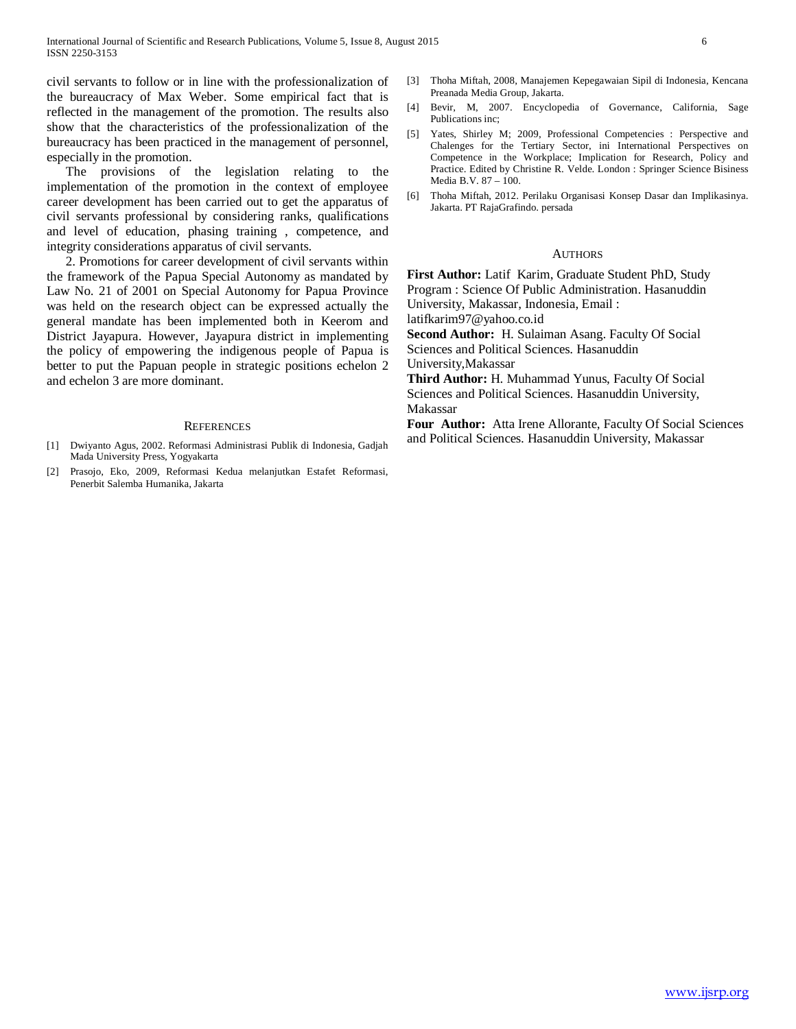civil servants to follow or in line with the professionalization of the bureaucracy of Max Weber. Some empirical fact that is reflected in the management of the promotion. The results also show that the characteristics of the professionalization of the bureaucracy has been practiced in the management of personnel, especially in the promotion.

The provisions of the legislation relating to the implementation of the promotion in the context of employee career development has been carried out to get the apparatus of civil servants professional by considering ranks, qualifications and level of education, phasing training , competence, and integrity considerations apparatus of civil servants.

2. Promotions for career development of civil servants within the framework of the Papua Special Autonomy as mandated by Law No. 21 of 2001 on Special Autonomy for Papua Province was held on the research object can be expressed actually the general mandate has been implemented both in Keerom and District Jayapura. However, Jayapura district in implementing the policy of empowering the indigenous people of Papua is better to put the Papuan people in strategic positions echelon 2 and echelon 3 are more dominant.

## REFERENCES

[1] Dwiyanto Agus, 2002. Reformasi Administrasi Publik di Indonesia, Gadjah Mada University Press, Yogyakarta

[2] Prasojo, Eko, 2009, Reformasi Kedua melanjutkan Estafet Reformasi, Penerbit Salemba Humanika, Jakarta

[3] Thoha Miftah, 2008, Manajemen Kepegawaian Sipil di Indonesia, Kencana Preanada Media Group, Jakarta.

[4] Bevir, M, 2007. Encyclopedia of Governance, California, Sage Publications inc;

[5] Yates, Shirley M; 2009, Professional Competencies : Perspective and Chalenges for the Tertiary Sector, ini International Perspectives on Competence in the Workplace; Implication for Research, Policy and Practice. Edited by Christine R. Velde. London : Springer Science Bisiness Media B.V. 87 – 100.

[6] Thoha Miftah, 2012. Perilaku Organisasi Konsep Dasar dan Implikasinya. Jakarta. PT RajaGrafindo. persada

## AUTHORS

**First Author:** Latif Karim, Graduate Student PhD, Study Program : Science Of Public Administration. Hasanuddin University, Makassar, Indonesia, Email : latifkarim97@yahoo.co.id

**Second Author:** H. Sulaiman Asang. Faculty Of Social Sciences and Political Sciences. Hasanuddin University,Makassar

**Third Author:** H. Muhammad Yunus, Faculty Of Social Sciences and Political Sciences. Hasanuddin University, Makassar

**Four Author:** Atta Irene Allorante, Faculty Of Social Sciences and Political Sciences. Hasanuddin University, Makassar